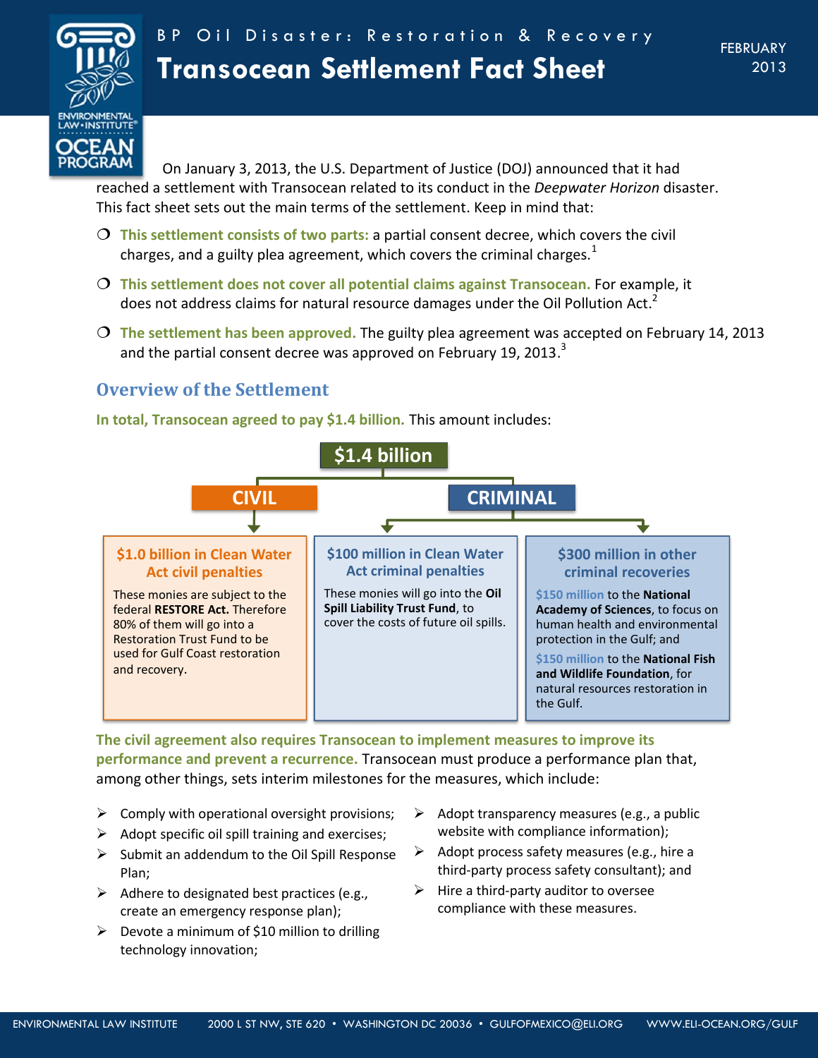BP Oil Disaster: Restoration & Recovery

# Transocean Settlement Fact Sheet

FEBRUARY 2013

On January 3, 2013, the U.S. Department of Justice (DOJ) announced that it had reached a settlement with Transocean related to its conduct in the *Deepwater Horizon* disaster. This fact sheet sets out the main terms of the settlement. Keep in mind that:

- **This settlement consists of two parts:** a partial consent decree, which covers the civil charges, and a guilty plea agreement, which covers the criminal charges.[1]
- **This settlement does not cover all potential claims against Transocean.** For example, it does not address claims for natural resource damages under the Oil Pollution Act.[2]
- **The settlement has been approved.** The guilty plea agreement was accepted on February 14, 2013 and the partial consent decree was approved on February 19, 2013.[3]

## Overview of the Settlement

**In total, Transocean agreed to pay $1.4 billion.** This amount includes:

**$1.4 billion**

**CIVIL**

**$1.0 billion in Clean Water Act civil penalties**

These monies are subject to the federal **RESTORE Act.** Therefore 80% of them will go into a Restoration Trust Fund to be used for Gulf Coast restoration and recovery.

**CRIMINAL**

**$100 million in Clean Water Act criminal penalties**

These monies will go into the **Oil Spill Liability Trust Fund**, to cover the costs of future oil spills.

**$300 million in other criminal recoveries**

$150 million to the **National Academy of Sciences**, to focus on human health and environmental protection in the Gulf; and

$150 million to the **National Fish and Wildlife Foundation**, for natural resources restoration in the Gulf.

**The civil agreement also requires Transocean to implement measures to improve its performance and prevent a recurrence.** Transocean must produce a performance plan that, among other things, sets interim milestones for the measures, which include:

- Comply with operational oversight provisions;
- Adopt specific oil spill training and exercises;
- Submit an addendum to the Oil Spill Response Plan;
- Adhere to designated best practices (e.g., create an emergency response plan);
- Devote a minimum of $10 million to drilling technology innovation;
- Adopt transparency measures (e.g., a public website with compliance information);
- Adopt process safety measures (e.g., hire a third-party process safety consultant); and
- Hire a third-party auditor to oversee compliance with these measures.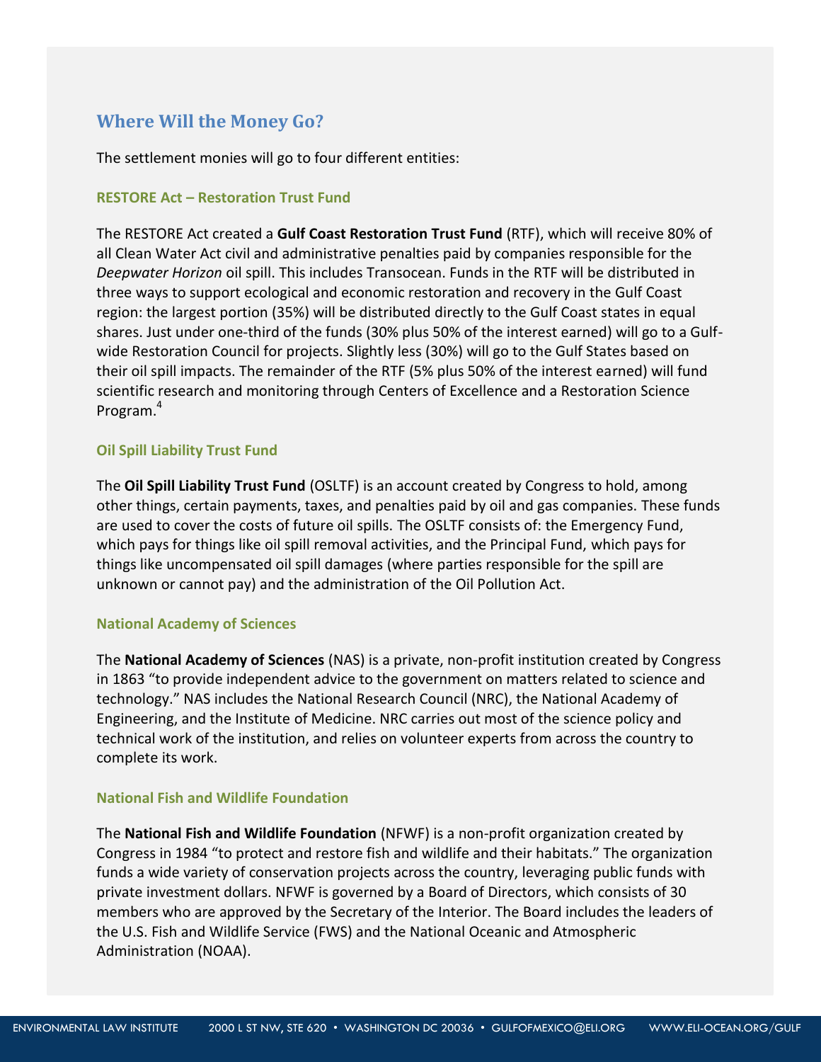## Where Will the Money Go?

The settlement monies will go to four different entities:

### RESTORE Act – Restoration Trust Fund

The RESTORE Act created a **Gulf Coast Restoration Trust Fund** (RTF), which will receive 80% of all Clean Water Act civil and administrative penalties paid by companies responsible for the *Deepwater Horizon* oil spill. This includes Transocean. Funds in the RTF will be distributed in three ways to support ecological and economic restoration and recovery in the Gulf Coast region: the largest portion (35%) will be distributed directly to the Gulf Coast states in equal shares. Just under one-third of the funds (30% plus 50% of the interest earned) will go to a Gulf-wide Restoration Council for projects. Slightly less (30%) will go to the Gulf States based on their oil spill impacts. The remainder of the RTF (5% plus 50% of the interest earned) will fund scientific research and monitoring through Centers of Excellence and a Restoration Science Program.[4]

### Oil Spill Liability Trust Fund

The **Oil Spill Liability Trust Fund** (OSLTF) is an account created by Congress to hold, among other things, certain payments, taxes, and penalties paid by oil and gas companies. These funds are used to cover the costs of future oil spills. The OSLTF consists of: the Emergency Fund, which pays for things like oil spill removal activities, and the Principal Fund, which pays for things like uncompensated oil spill damages (where parties responsible for the spill are unknown or cannot pay) and the administration of the Oil Pollution Act.

### National Academy of Sciences

The **National Academy of Sciences** (NAS) is a private, non-profit institution created by Congress in 1863 "to provide independent advice to the government on matters related to science and technology." NAS includes the National Research Council (NRC), the National Academy of Engineering, and the Institute of Medicine. NRC carries out most of the science policy and technical work of the institution, and relies on volunteer experts from across the country to complete its work.

### National Fish and Wildlife Foundation

The **National Fish and Wildlife Foundation** (NFWF) is a non-profit organization created by Congress in 1984 "to protect and restore fish and wildlife and their habitats." The organization funds a wide variety of conservation projects across the country, leveraging public funds with private investment dollars. NFWF is governed by a Board of Directors, which consists of 30 members who are approved by the Secretary of the Interior. The Board includes the leaders of the U.S. Fish and Wildlife Service (FWS) and the National Oceanic and Atmospheric Administration (NOAA).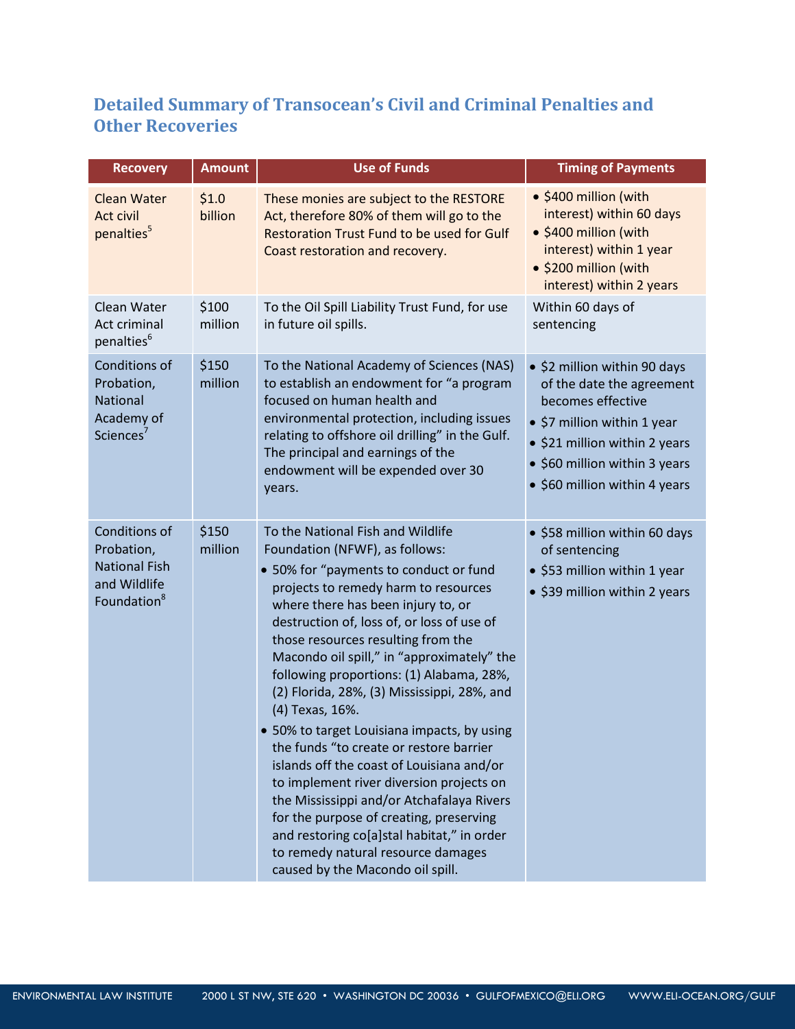## Detailed Summary of Transocean's Civil and Criminal Penalties and Other Recoveries

| Recovery | Amount | Use of Funds | Timing of Payments |
|---|---|---|---|
| Clean Water Act civil penalties[5] | $1.0 billion | These monies are subject to the RESTORE Act, therefore 80% of them will go to the Restoration Trust Fund to be used for Gulf Coast restoration and recovery. | • $400 million (with interest) within 60 days<br>• $400 million (with interest) within 1 year<br>• $200 million (with interest) within 2 years |
| Clean Water Act criminal penalties[6] | $100 million | To the Oil Spill Liability Trust Fund, for use in future oil spills. | Within 60 days of sentencing |
| Conditions of Probation, National Academy of Sciences[7] | $150 million | To the National Academy of Sciences (NAS) to establish an endowment for "a program focused on human health and environmental protection, including issues relating to offshore oil drilling" in the Gulf. The principal and earnings of the endowment will be expended over 30 years. | • $2 million within 90 days of the date the agreement becomes effective<br>• $7 million within 1 year<br>• $21 million within 2 years<br>• $60 million within 3 years<br>• $60 million within 4 years |
| Conditions of Probation, National Fish and Wildlife Foundation[8] | $150 million | To the National Fish and Wildlife Foundation (NFWF), as follows:<br>• 50% for "payments to conduct or fund projects to remedy harm to resources where there has been injury to, or destruction of, loss of, or loss of use of those resources resulting from the Macondo oil spill," in "approximately" the following proportions: (1) Alabama, 28%, (2) Florida, 28%, (3) Mississippi, 28%, and (4) Texas, 16%.<br>• 50% to target Louisiana impacts, by using the funds "to create or restore barrier islands off the coast of Louisiana and/or to implement river diversion projects on the Mississippi and/or Atchafalaya Rivers for the purpose of creating, preserving and restoring co[a]stal habitat," in order to remedy natural resource damages caused by the Macondo oil spill. | • $58 million within 60 days of sentencing<br>• $53 million within 1 year<br>• $39 million within 2 years |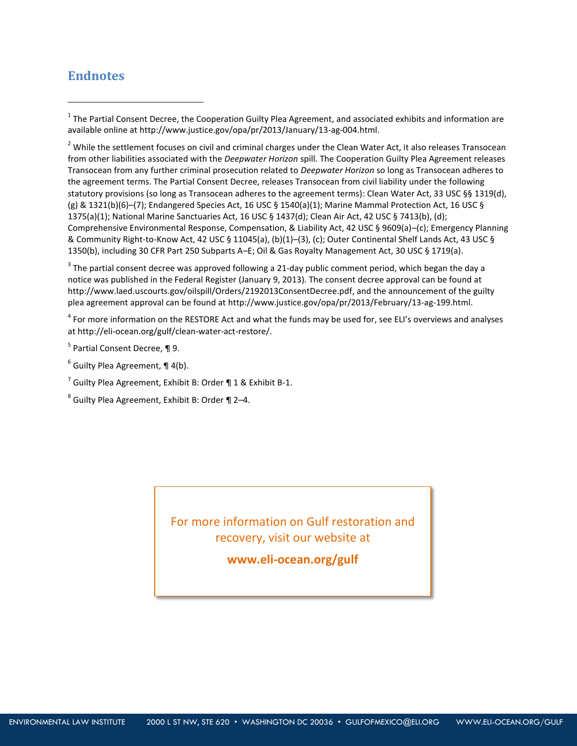## Endnotes

[1] The Partial Consent Decree, the Cooperation Guilty Plea Agreement, and associated exhibits and information are available online at http://www.justice.gov/opa/pr/2013/January/13-ag-004.html.

[2] While the settlement focuses on civil and criminal charges under the Clean Water Act, it also releases Transocean from other liabilities associated with the *Deepwater Horizon* spill. The Cooperation Guilty Plea Agreement releases Transocean from any further criminal prosecution related to *Deepwater Horizon* so long as Transocean adheres to the agreement terms. The Partial Consent Decree, releases Transocean from civil liability under the following statutory provisions (so long as Transocean adheres to the agreement terms): Clean Water Act, 33 USC §§ 1319(d), (g) & 1321(b)(6)–(7); Endangered Species Act, 16 USC § 1540(a)(1); Marine Mammal Protection Act, 16 USC § 1375(a)(1); National Marine Sanctuaries Act, 16 USC § 1437(d); Clean Air Act, 42 USC § 7413(b), (d); Comprehensive Environmental Response, Compensation, & Liability Act, 42 USC § 9609(a)–(c); Emergency Planning & Community Right-to-Know Act, 42 USC § 11045(a), (b)(1)–(3), (c); Outer Continental Shelf Lands Act, 43 USC § 1350(b), including 30 CFR Part 250 Subparts A–E; Oil & Gas Royalty Management Act, 30 USC § 1719(a).

[3] The partial consent decree was approved following a 21-day public comment period, which began the day a notice was published in the Federal Register (January 9, 2013). The consent decree approval can be found at http://www.laed.uscourts.gov/oilspill/Orders/2192013ConsentDecree.pdf, and the announcement of the guilty plea agreement approval can be found at http://www.justice.gov/opa/pr/2013/February/13-ag-199.html.

[4] For more information on the RESTORE Act and what the funds may be used for, see ELI's overviews and analyses at http://eli-ocean.org/gulf/clean-water-act-restore/.

[5] Partial Consent Decree, ¶ 9.

[6] Guilty Plea Agreement, ¶ 4(b).

[7] Guilty Plea Agreement, Exhibit B: Order ¶ 1 & Exhibit B-1.

[8] Guilty Plea Agreement, Exhibit B: Order ¶ 2–4.

For more information on Gulf restoration and recovery, visit our website at

**www.eli-ocean.org/gulf**

ENVIRONMENTAL LAW INSTITUTE 2000 L ST NW, STE 620 • WASHINGTON DC 20036 • GULFOFMEXICO@ELI.ORG WWW.ELI-OCEAN.ORG/GULF